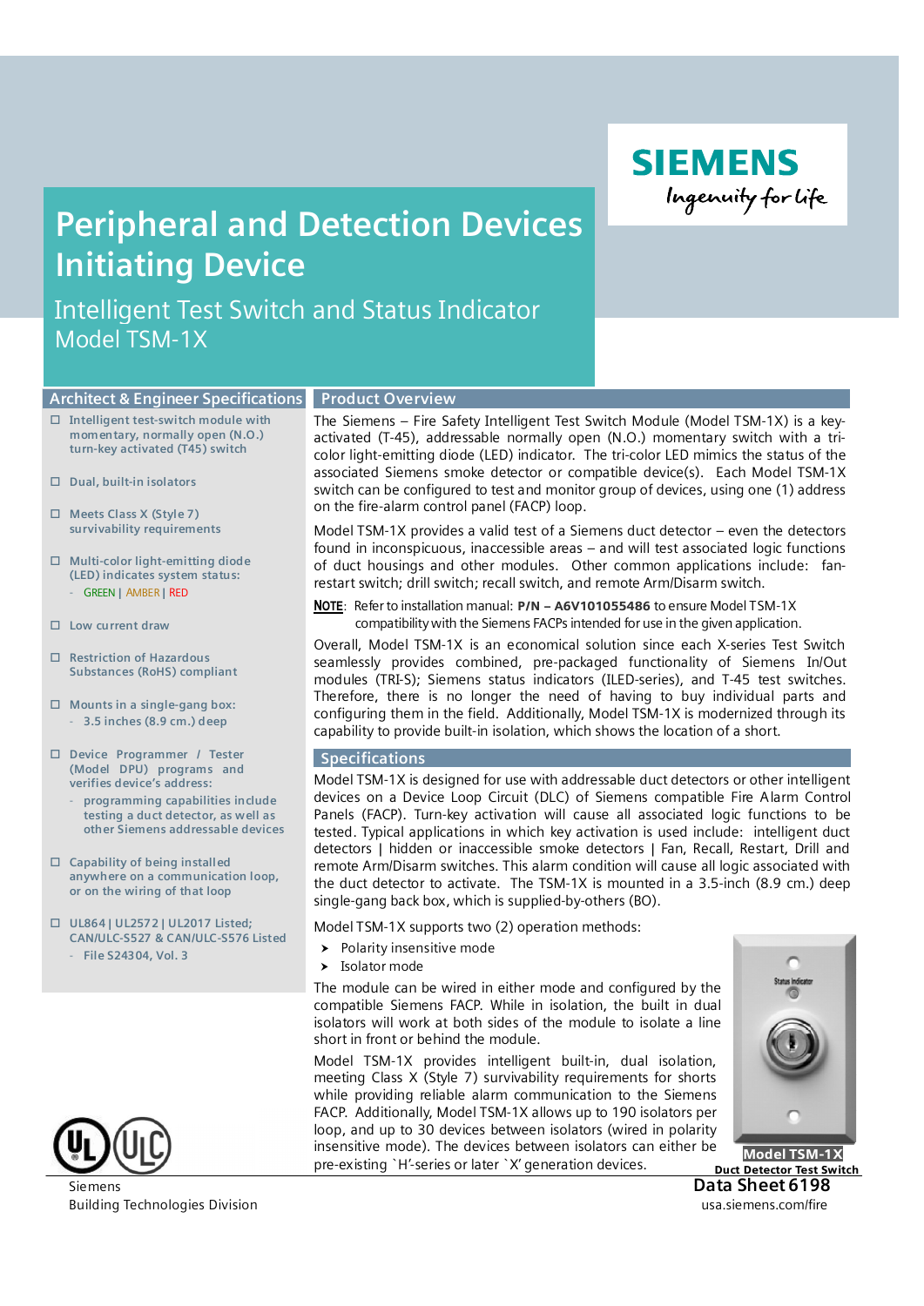# Peripheral and Detection Devices Initiating Device

## Intelligent Test Switch and Status Indicator Model TSM-1X

## Architect & Engineer Specifications

- Intelligent test-switch module with momentary, normally open (N.O.) turn-key activated (T45) switch
- Dual, built-in isolators
- Meets Class X (Style 7) survivability requirements
- Multi-color light-emitting diode (LED) indicates system status:
  - GREEN | AMBER | RED
- Low current draw
- Restriction of Hazardous Substances (RoHS) compliant
- Mounts in a single-gang box:
  - 3.5 inches (8.9 cm.) deep
- Device Programmer / Tester (Model DPU) programs and verifies device's address:
  - programming capabilities include testing a duct detector, as well as other Siemens addressable devices
- Capability of being installed anywhere on a communication loop, or on the wiring of that loop
- UL864 | UL2572 | UL2017 Listed; CAN/ULC-S527 & CAN/ULC-S576 Listed
  - File S24304, Vol. 3

## Product Overview

The Siemens – Fire Safety Intelligent Test Switch Module (Model TSM-1X) is a key-activated (T-45), addressable normally open (N.O.) momentary switch with a tri-color light-emitting diode (LED) indicator. The tri-color LED mimics the status of the associated Siemens smoke detector or compatible device(s). Each Model TSM-1X switch can be configured to test and monitor group of devices, using one (1) address on the fire-alarm control panel (FACP) loop.

Model TSM-1X provides a valid test of a Siemens duct detector – even the detectors found in inconspicuous, inaccessible areas – and will test associated logic functions of duct housings and other modules. Other common applications include: fan-restart switch; drill switch; recall switch, and remote Arm/Disarm switch.

**NOTE**: Refer to installation manual: **P/N – A6V101055486** to ensure Model TSM-1X compatibility with the Siemens FACPs intended for use in the given application.

Overall, Model TSM-1X is an economical solution since each X-series Test Switch seamlessly provides combined, pre-packaged functionality of Siemens In/Out modules (TRI-S); Siemens status indicators (ILED-series), and T-45 test switches. Therefore, there is no longer the need of having to buy individual parts and configuring them in the field. Additionally, Model TSM-1X is modernized through its capability to provide built-in isolation, which shows the location of a short.

## Specifications

Model TSM-1X is designed for use with addressable duct detectors or other intelligent devices on a Device Loop Circuit (DLC) of Siemens compatible Fire Alarm Control Panels (FACP). Turn-key activation will cause all associated logic functions to be tested. Typical applications in which key activation is used include: intelligent duct detectors | hidden or inaccessible smoke detectors | Fan, Recall, Restart, Drill and remote Arm/Disarm switches. This alarm condition will cause all logic associated with the duct detector to activate. The TSM-1X is mounted in a 3.5-inch (8.9 cm.) deep single-gang back box, which is supplied-by-others (BO).

Model TSM-1X supports two (2) operation methods:

- Polarity insensitive mode
- Isolator mode

The module can be wired in either mode and configured by the compatible Siemens FACP. While in isolation, the built in dual isolators will work at both sides of the module to isolate a line short in front or behind the module.

Model TSM-1X provides intelligent built-in, dual isolation, meeting Class X (Style 7) survivability requirements for shorts while providing reliable alarm communication to the Siemens FACP. Additionally, Model TSM-1X allows up to 190 isolators per loop, and up to 30 devices between isolators (wired in polarity insensitive mode). The devices between isolators can either be pre-existing `H'-series or later `X' generation devices.

**Model TSM-1X**
**Duct Detector Test Switch**

Siemens
Building Technologies Division

Data Sheet 6198
usa.siemens.com/fire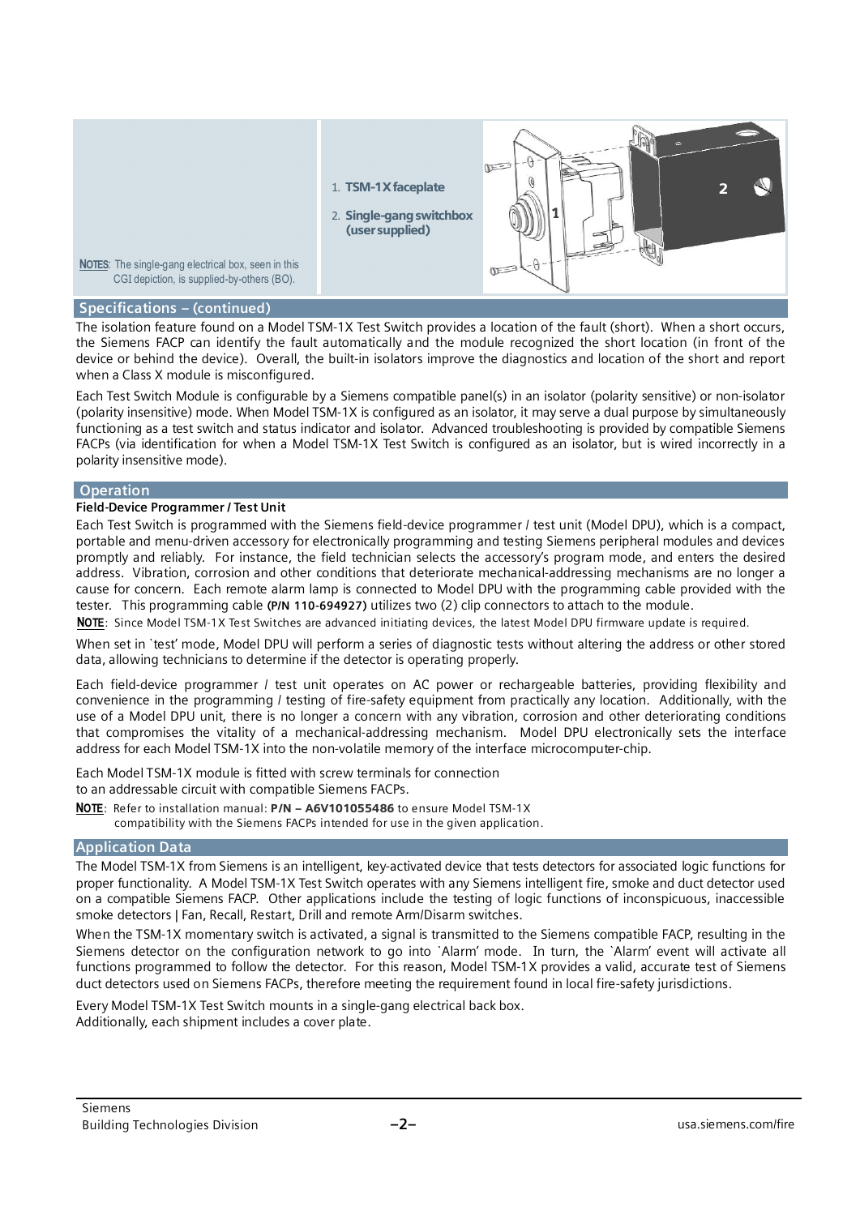1. **TSM-1X faceplate**
2. **Single-gang switchbox (user supplied)**

**NOTES**: The single-gang electrical box, seen in this CGI depiction, is supplied-by-others (BO).

## Specifications – (continued)

The isolation feature found on a Model TSM-1X Test Switch provides a location of the fault (short). When a short occurs, the Siemens FACP can identify the fault automatically and the module recognized the short location (in front of the device or behind the device). Overall, the built-in isolators improve the diagnostics and location of the short and report when a Class X module is misconfigured.

Each Test Switch Module is configurable by a Siemens compatible panel(s) in an isolator (polarity sensitive) or non-isolator (polarity insensitive) mode. When Model TSM-1X is configured as an isolator, it may serve a dual purpose by simultaneously functioning as a test switch and status indicator and isolator. Advanced troubleshooting is provided by compatible Siemens FACPs (via identification for when a Model TSM-1X Test Switch is configured as an isolator, but is wired incorrectly in a polarity insensitive mode).

## Operation

### Field-Device Programmer / Test Unit

Each Test Switch is programmed with the Siemens field-device programmer / test unit (Model DPU), which is a compact, portable and menu-driven accessory for electronically programming and testing Siemens peripheral modules and devices promptly and reliably. For instance, the field technician selects the accessory's program mode, and enters the desired address. Vibration, corrosion and other conditions that deteriorate mechanical-addressing mechanisms are no longer a cause for concern. Each remote alarm lamp is connected to Model DPU with the programming cable provided with the tester. This programming cable **(P/N 110-694927)** utilizes two (2) clip connectors to attach to the module.

**NOTE**: Since Model TSM-1X Test Switches are advanced initiating devices, the latest Model DPU firmware update is required.

When set in `test' mode, Model DPU will perform a series of diagnostic tests without altering the address or other stored data, allowing technicians to determine if the detector is operating properly.

Each field-device programmer / test unit operates on AC power or rechargeable batteries, providing flexibility and convenience in the programming / testing of fire-safety equipment from practically any location. Additionally, with the use of a Model DPU unit, there is no longer a concern with any vibration, corrosion and other deteriorating conditions that compromises the vitality of a mechanical-addressing mechanism. Model DPU electronically sets the interface address for each Model TSM-1X into the non-volatile memory of the interface microcomputer-chip.

Each Model TSM-1X module is fitted with screw terminals for connection to an addressable circuit with compatible Siemens FACPs.

**NOTE**: Refer to installation manual: **P/N – A6V101055486** to ensure Model TSM-1X compatibility with the Siemens FACPs intended for use in the given application.

## Application Data

The Model TSM-1X from Siemens is an intelligent, key-activated device that tests detectors for associated logic functions for proper functionality. A Model TSM-1X Test Switch operates with any Siemens intelligent fire, smoke and duct detector used on a compatible Siemens FACP. Other applications include the testing of logic functions of inconspicuous, inaccessible smoke detectors | Fan, Recall, Restart, Drill and remote Arm/Disarm switches.

When the TSM-1X momentary switch is activated, a signal is transmitted to the Siemens compatible FACP, resulting in the Siemens detector on the configuration network to go into `Alarm' mode. In turn, the `Alarm' event will activate all functions programmed to follow the detector. For this reason, Model TSM-1X provides a valid, accurate test of Siemens duct detectors used on Siemens FACPs, therefore meeting the requirement found in local fire-safety jurisdictions.

Every Model TSM-1X Test Switch mounts in a single-gang electrical back box.
Additionally, each shipment includes a cover plate.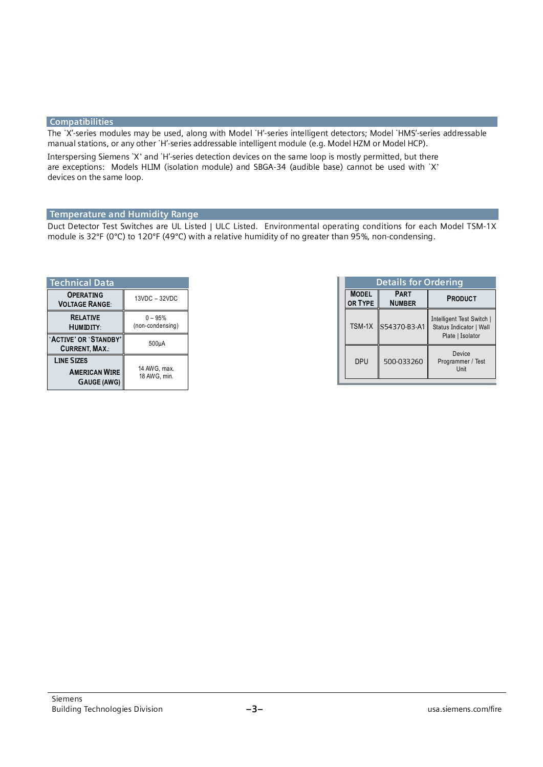## Compatibilities

The `X'-series modules may be used, along with Model `H'-series intelligent detectors; Model `HMS'-series addressable manual stations, or any other `H'-series addressable intelligent module (e.g. Model HZM or Model HCP).

Interspersing Siemens `X' and `H'-series detection devices on the same loop is mostly permitted, but there are exceptions: Models HLIM (isolation module) and SBGA-34 (audible base) cannot be used with `X' devices on the same loop.

## Temperature and Humidity Range

Duct Detector Test Switches are UL Listed | ULC Listed. Environmental operating conditions for each Model TSM-1X module is 32°F (0°C) to 120°F (49°C) with a relative humidity of no greater than 95%, non-condensing.

## Technical Data

| | |
|---|---|
| **Operating Voltage Range:** | 13VDC – 32VDC |
| **Relative Humidity:** | 0 – 95% (non-condensing) |
| **`Active' or `Standby' Current, Max.:** | 500µA |
| **Line Sizes American Wire Gauge (AWG)** | 14 AWG, max. 18 AWG, min. |

## Details for Ordering

| Model or Type | Part Number | Product |
|---|---|---|
| TSM-1X | S54370-B3-A1 | Intelligent Test Switch \| Status Indicator \| Wall Plate \| Isolator |
| DPU | 500-033260 | Device Programmer / Test Unit |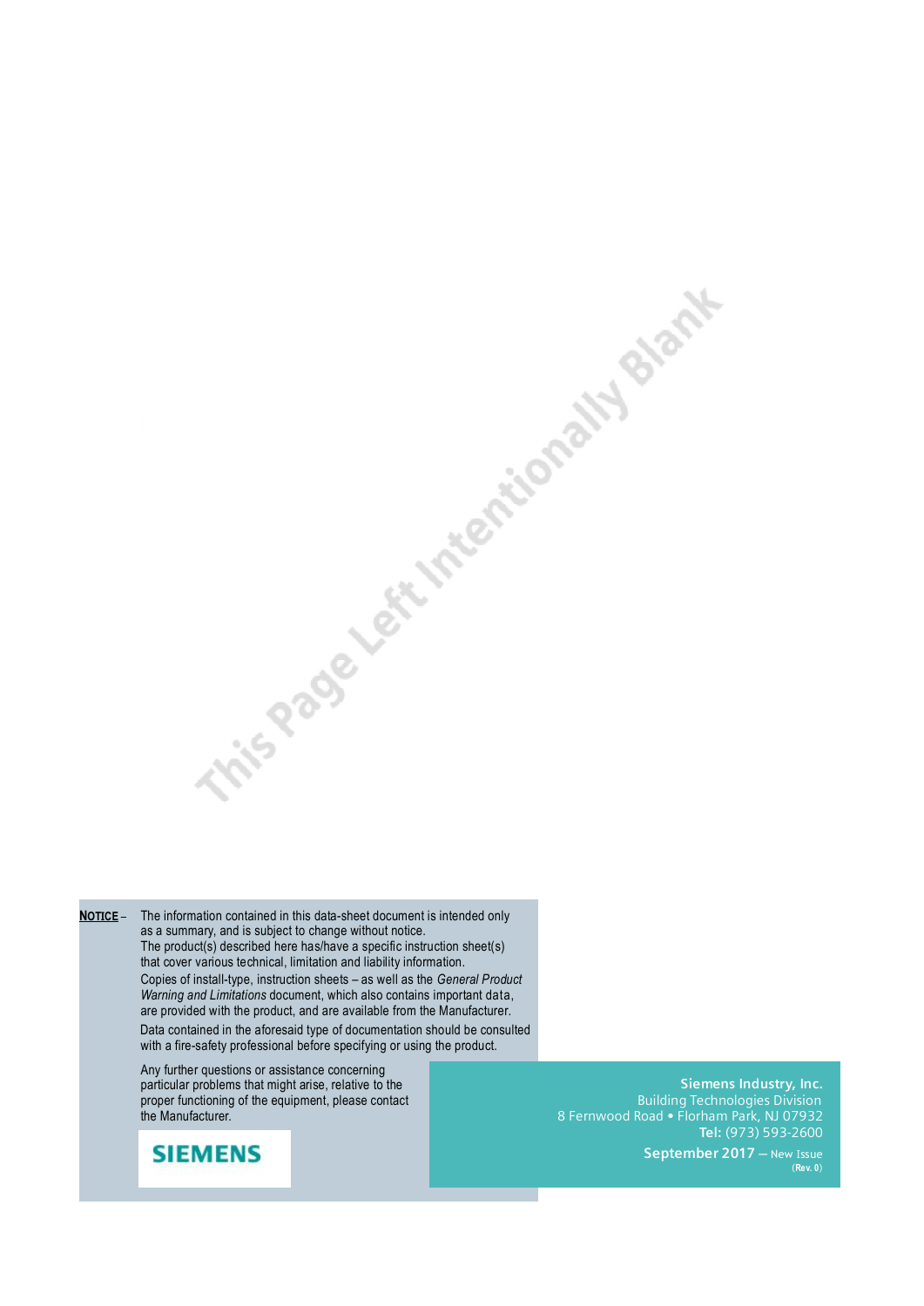This Page Left Intentionally Blank

**NOTICE** – The information contained in this data-sheet document is intended only as a summary, and is subject to change without notice.
The product(s) described here has/have a specific instruction sheet(s) that cover various technical, limitation and liability information.
Copies of install-type, instruction sheets – as well as the *General Product Warning and Limitations* document, which also contains important data, are provided with the product, and are available from the Manufacturer.
Data contained in the aforesaid type of documentation should be consulted with a fire-safety professional before specifying or using the product.

Any further questions or assistance concerning particular problems that might arise, relative to the proper functioning of the equipment, please contact the Manufacturer.

SIEMENS

**Siemens Industry, Inc.**
Building Technologies Division
8 Fernwood Road • Florham Park, NJ 07932
**Tel:** (973) 593-2600

**September 2017** — New Issue
(Rev. 0)